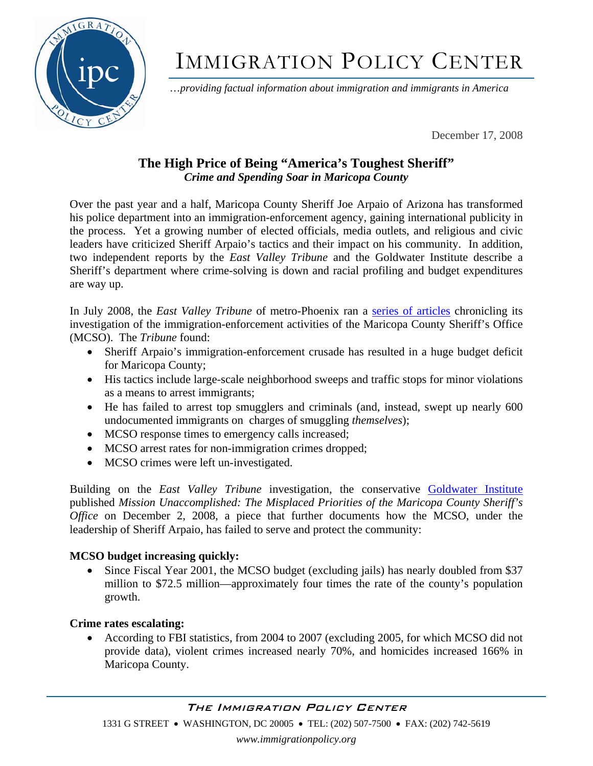# Immigration Policy Center

*…providing factual information about immigration and immigrants in America*

December 17, 2008

## The High Price of Being "America's Toughest Sheriff"

***Crime and Spending Soar in Maricopa County***

Over the past year and a half, Maricopa County Sheriff Joe Arpaio of Arizona has transformed his police department into an immigration-enforcement agency, gaining international publicity in the process. Yet a growing number of elected officials, media outlets, and religious and civic leaders have criticized Sheriff Arpaio's tactics and their impact on his community. In addition, two independent reports by the *East Valley Tribune* and the Goldwater Institute describe a Sheriff's department where crime-solving is down and racial profiling and budget expenditures are way up.

In July 2008, the *East Valley Tribune* of metro-Phoenix ran a series of articles chronicling its investigation of the immigration-enforcement activities of the Maricopa County Sheriff's Office (MCSO). The *Tribune* found:

- Sheriff Arpaio's immigration-enforcement crusade has resulted in a huge budget deficit for Maricopa County;
- His tactics include large-scale neighborhood sweeps and traffic stops for minor violations as a means to arrest immigrants;
- He has failed to arrest top smugglers and criminals (and, instead, swept up nearly 600 undocumented immigrants on charges of smuggling *themselves*);
- MCSO response times to emergency calls increased;
- MCSO arrest rates for non-immigration crimes dropped;
- MCSO crimes were left un-investigated.

Building on the *East Valley Tribune* investigation, the conservative Goldwater Institute published *Mission Unaccomplished: The Misplaced Priorities of the Maricopa County Sheriff's Office* on December 2, 2008, a piece that further documents how the MCSO, under the leadership of Sheriff Arpaio, has failed to serve and protect the community:

**MCSO budget increasing quickly:**

- Since Fiscal Year 2001, the MCSO budget (excluding jails) has nearly doubled from $37 million to $72.5 million—approximately four times the rate of the county's population growth.

**Crime rates escalating:**

- According to FBI statistics, from 2004 to 2007 (excluding 2005, for which MCSO did not provide data), violent crimes increased nearly 70%, and homicides increased 166% in Maricopa County.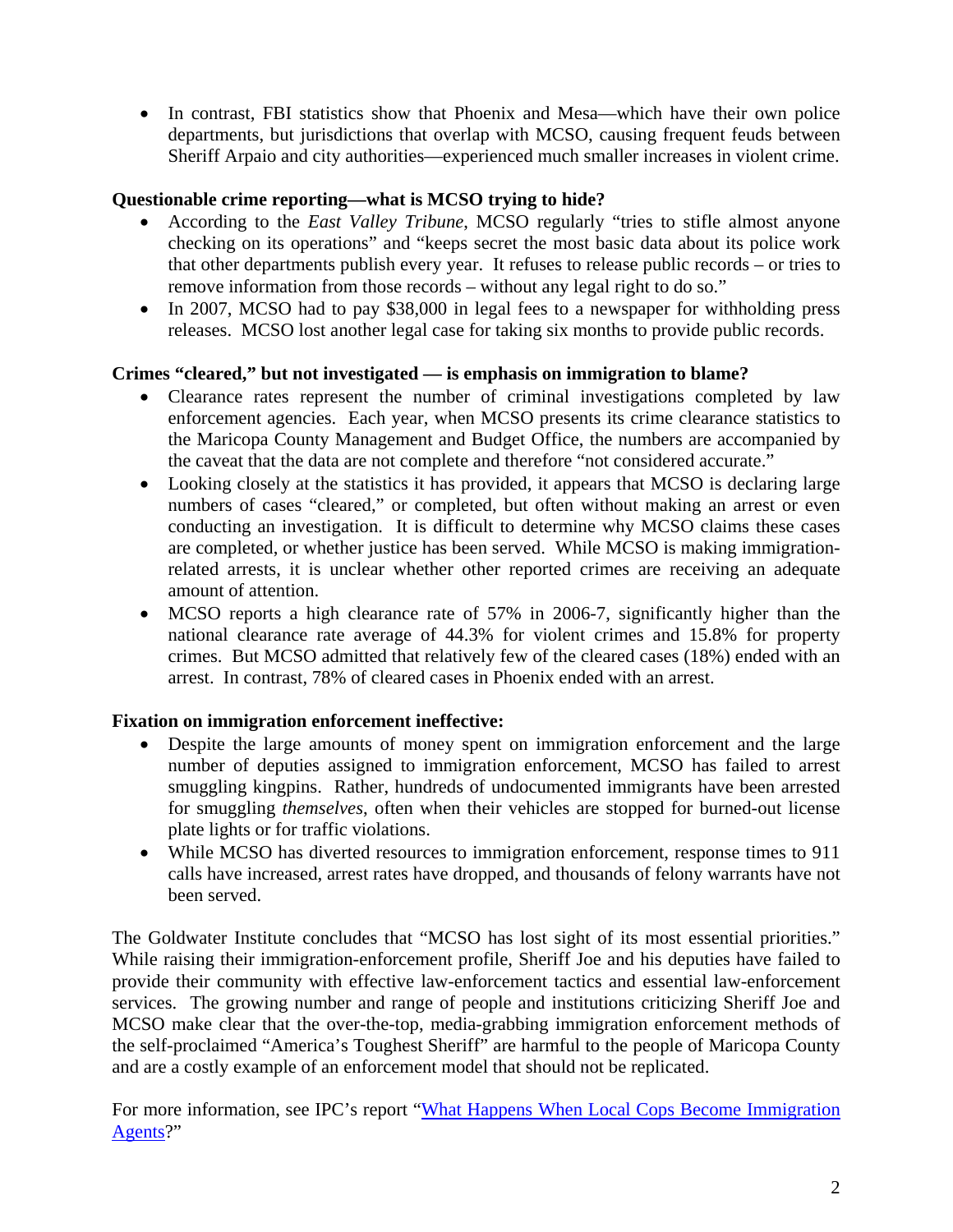- In contrast, FBI statistics show that Phoenix and Mesa—which have their own police departments, but jurisdictions that overlap with MCSO, causing frequent feuds between Sheriff Arpaio and city authorities—experienced much smaller increases in violent crime.

**Questionable crime reporting—what is MCSO trying to hide?**

- According to the *East Valley Tribune*, MCSO regularly "tries to stifle almost anyone checking on its operations" and "keeps secret the most basic data about its police work that other departments publish every year. It refuses to release public records – or tries to remove information from those records – without any legal right to do so."
- In 2007, MCSO had to pay $38,000 in legal fees to a newspaper for withholding press releases. MCSO lost another legal case for taking six months to provide public records.

**Crimes "cleared," but not investigated — is emphasis on immigration to blame?**

- Clearance rates represent the number of criminal investigations completed by law enforcement agencies. Each year, when MCSO presents its crime clearance statistics to the Maricopa County Management and Budget Office, the numbers are accompanied by the caveat that the data are not complete and therefore "not considered accurate."
- Looking closely at the statistics it has provided, it appears that MCSO is declaring large numbers of cases "cleared," or completed, but often without making an arrest or even conducting an investigation. It is difficult to determine why MCSO claims these cases are completed, or whether justice has been served. While MCSO is making immigration-related arrests, it is unclear whether other reported crimes are receiving an adequate amount of attention.
- MCSO reports a high clearance rate of 57% in 2006-7, significantly higher than the national clearance rate average of 44.3% for violent crimes and 15.8% for property crimes. But MCSO admitted that relatively few of the cleared cases (18%) ended with an arrest. In contrast, 78% of cleared cases in Phoenix ended with an arrest.

**Fixation on immigration enforcement ineffective:**

- Despite the large amounts of money spent on immigration enforcement and the large number of deputies assigned to immigration enforcement, MCSO has failed to arrest smuggling kingpins. Rather, hundreds of undocumented immigrants have been arrested for smuggling *themselves*, often when their vehicles are stopped for burned-out license plate lights or for traffic violations.
- While MCSO has diverted resources to immigration enforcement, response times to 911 calls have increased, arrest rates have dropped, and thousands of felony warrants have not been served.

The Goldwater Institute concludes that "MCSO has lost sight of its most essential priorities." While raising their immigration-enforcement profile, Sheriff Joe and his deputies have failed to provide their community with effective law-enforcement tactics and essential law-enforcement services. The growing number and range of people and institutions criticizing Sheriff Joe and MCSO make clear that the over-the-top, media-grabbing immigration enforcement methods of the self-proclaimed "America's Toughest Sheriff" are harmful to the people of Maricopa County and are a costly example of an enforcement model that should not be replicated.

For more information, see IPC's report "What Happens When Local Cops Become Immigration Agents?"